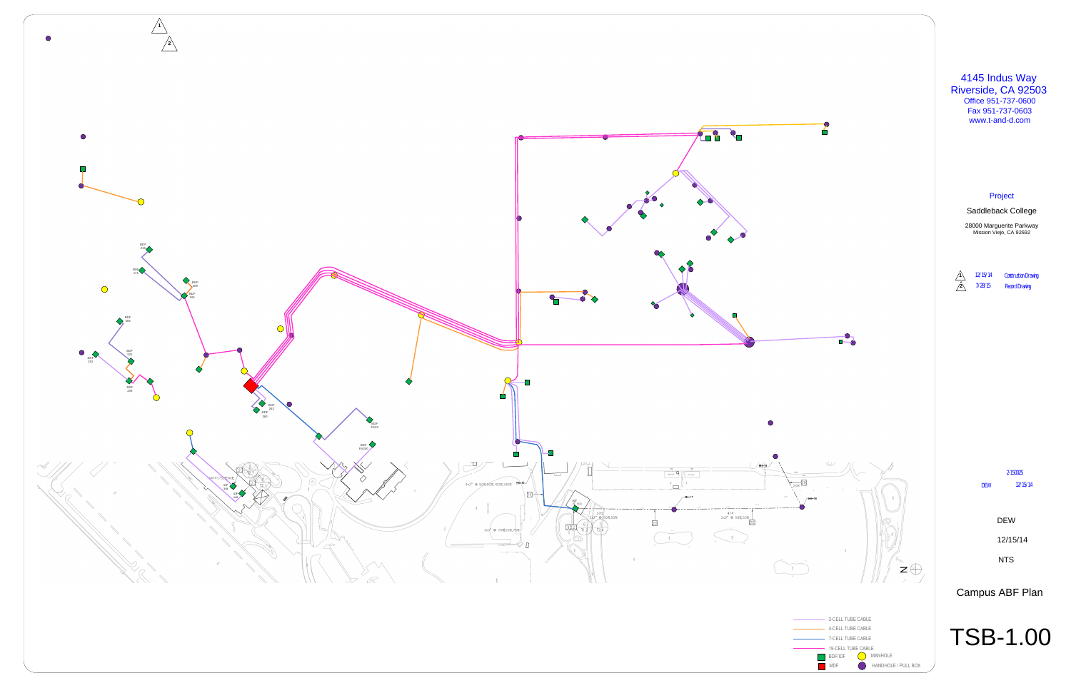4145 Indus Way
Riverside, CA 92503
Office 951-737-0600
Fax 951-737-0603
www.t-and-d.com

Project

Saddleback College

28000 Marguerite Parkway
Mission Viejo, CA 92692

| Rev | Date | Description |
|---|---|---|
| 1 | 12/15/14 | Contruction Drawing |
| 2 | 7/28/15 | Record Drawing |

2-150025

DEW 12/15/14

DEW

12/15/14

NTS

Campus ABF Plan

TSB-1.00

- 2-CELL TUBE CABLE
- 4-CELL TUBE CABLE
- 7-CELL TUBE CABLE
- 19-CELL TUBE CABLE
- BDF/IDF
- MDF
- MANHOLE
- HANDHOLE / PULL BOX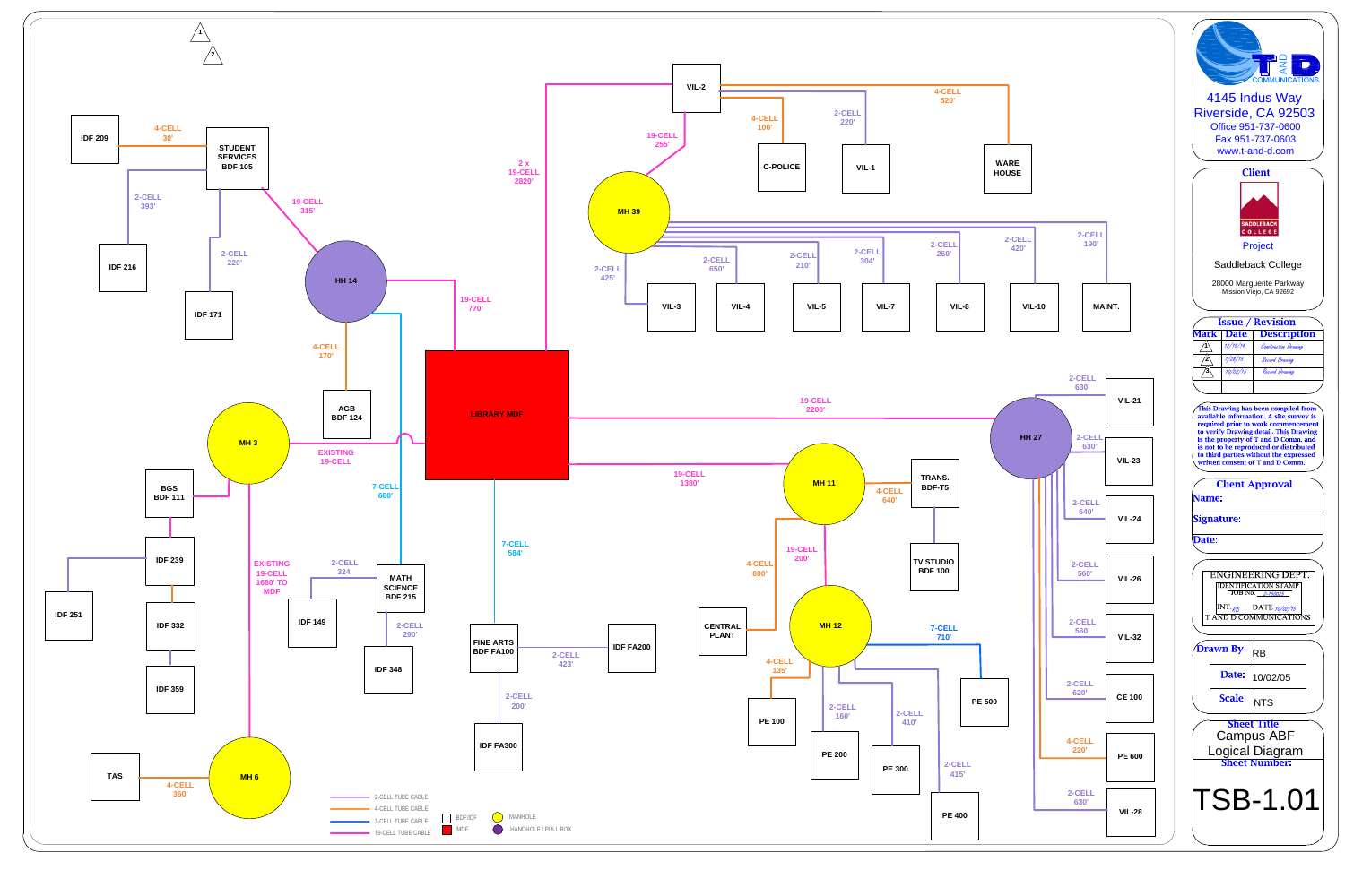# Campus ABF Logical Diagram

## Diagram Connections

- IDF 209 — STUDENT SERVICES BDF 105: 4-CELL 30'
- STUDENT SERVICES BDF 105 — IDF 216: 2-CELL 393'
- STUDENT SERVICES BDF 105 — IDF 171: 2-CELL 220'
- STUDENT SERVICES BDF 105 — HH 14: 19-CELL 315'
- HH 14 — LIBRARY MDF: 19-CELL 770'
- HH 14 — AGB BDF 124: 4-CELL 170'
- HH 14 — MATH SCIENCE BDF 215: 7-CELL 680'
- MH 3 — LIBRARY MDF: EXISTING 19-CELL
- MH 3 — BGS BDF 111
- MH 3 — MH 6: EXISTING 19-CELL 1680' TO MDF
- IDF 239 — IDF 251
- IDF 239 — IDF 332
- IDF 332 — IDF 359
- TAS — MH 6: 4-CELL 360'
- MATH SCIENCE BDF 215 — IDF 149: 2-CELL 324'
- MATH SCIENCE BDF 215 — IDF 348: 2-CELL 290'
- LIBRARY MDF — FINE ARTS BDF FA100: 7-CELL 584'
- FINE ARTS BDF FA100 — IDF FA200: 2-CELL 423'
- FINE ARTS BDF FA100 — IDF FA300: 2-CELL 200'
- LIBRARY MDF — VIL-2: 2 x 19-CELL 2820'
- VIL-2 — MH 39: 19-CELL 255'
- VIL-2 — C-POLICE: 4-CELL 100'
- VIL-2 — VIL-1: 2-CELL 220'
- VIL-2 — WARE HOUSE: 4-CELL 520'
- MH 39 — VIL-3: 2-CELL 425'
- MH 39 — VIL-4: 2-CELL 650'
- MH 39 — VIL-5: 2-CELL 210'
- MH 39 — VIL-7: 2-CELL 304'
- MH 39 — VIL-8: 2-CELL 260'
- MH 39 — VIL-10: 2-CELL 420'
- MH 39 — MAINT.: 2-CELL 190'
- LIBRARY MDF — HH 27: 19-CELL 2200'
- LIBRARY MDF — MH 11: 19-CELL 1380'
- MH 11 — TRANS. BDF-T5: 4-CELL 640'
- TRANS. BDF-T5 — TV STUDIO BDF 100
- MH 11 — CENTRAL PLANT: 4-CELL 800'
- MH 11 — MH 12: 19-CELL 200'
- MH 12 — PE 100: 4-CELL 135'
- MH 12 — PE 200: 2-CELL 160'
- MH 12 — PE 300: 2-CELL 410'
- MH 12 — PE 400: 2-CELL 415'
- MH 12 — PE 500: 7-CELL 710'
- HH 27 — VIL-21: 2-CELL 630'
- HH 27 — VIL-23: 2-CELL 630'
- HH 27 — VIL-24: 2-CELL 640'
- HH 27 — VIL-26: 2-CELL 560'
- HH 27 — VIL-32: 2-CELL 560'
- HH 27 — CE 100: 2-CELL 620'
- HH 27 — PE 600: 4-CELL 220'
- HH 27 — VIL-28: 2-CELL 630'

## Legend

- 2-CELL TUBE CABLE
- 4-CELL TUBE CABLE
- 7-CELL TUBE CABLE
- 19-CELL TUBE CABLE
- BDF/IDF
- MDF
- MANHOLE
- HANDHOLE / PULL BOX

---

**T AND D COMMUNICATIONS**
4145 Indus Way
Riverside, CA 92503
Office 951-737-0600
Fax 951-737-0603
www.t-and-d.com

**Client**

SADDLEBACK COLLEGE

Project

Saddleback College

28000 Marguerite Parkway
Mission Viejo, CA 92692

**Issue / Revision**

| Mark | Date | Description |
|---|---|---|
| 1 | 12/15/14 | Construction Drawing |
| 2 | 1/28/15 | Record Drawing |
| 3 | 10/02/15 | Record Drawing |

This Drawing has been compiled from available information. A site survey is required prior to work commencement to verify Drawing detail. This Drawing is the property of T and D Comm. and is not to be reproduced or distributed to third parties without the expressed written consent of T and D Comm.

**Client Approval**

Name:

Signature:

Date:

ENGINEERING DEPT.
IDENTIFICATION STAMP
JOB No. 2-150025
INT. RB DATE 10/02/15
T AND D COMMUNICATIONS

**Drawn By:** RB

**Date:** 10/02/05

**Scale:** NTS

**Sheet Title:** Campus ABF Logical Diagram

**Sheet Number:** TSB-1.01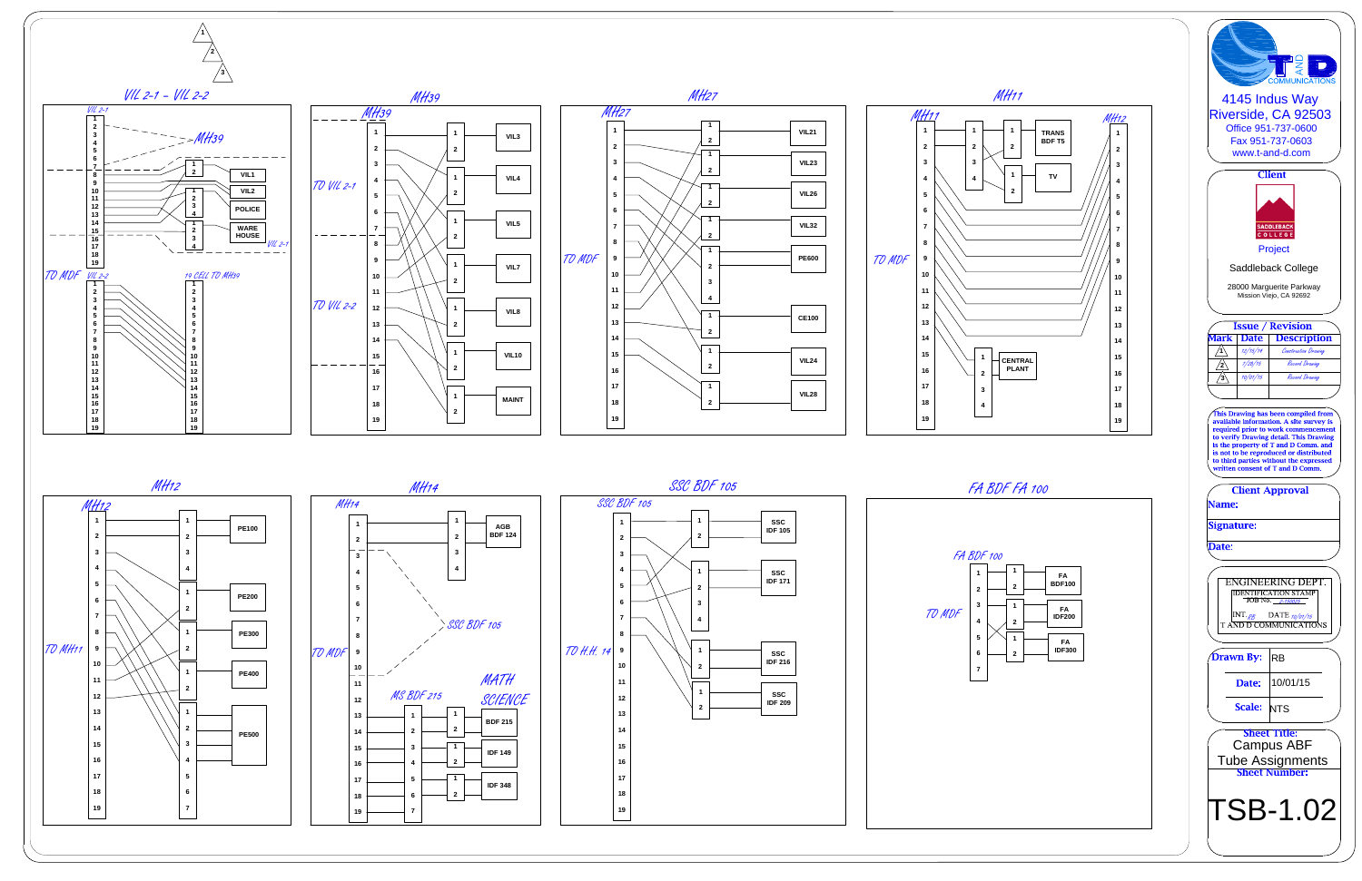# VIL 2-1 – VIL 2-2

VIL 2-1: 1–19

| Tube | Destination |
|---|---|
| 1–2 | MH39 |
| 3 | MH39 |
| 7 (1, 2) | VIL1 |
| 9 (1, 2) | VIL2 |
| 11–12 (3, 4) | POLICE |
| 13–16 (1, 2, 3, 4) | WARE HOUSE |

VIL 2-1

TO MDF — VIL 2-2: 1–19

19 CELL TO MH39: 1–19

# MH39

MH39: 1–19

TO VIL 2-1

TO VIL 2-2

| Tubes | Destination |
|---|---|
| 1, 2 | VIL3 |
| 1, 2 | VIL4 |
| 1, 2 | VIL5 |
| 1, 2 | VIL7 |
| 1, 2 | VIL8 |
| 1, 2 | VIL10 |
| 1, 2 | MAINT |

# MH27

MH27: 1–19

TO MDF

| Tubes | Destination |
|---|---|
| 1, 2 | VIL21 |
| 1, 2 | VIL23 |
| 1, 2 | VIL26 |
| 1, 2 | VIL32 |
| 1, 2, 3, 4 | PE600 |
| 1, 2 | CE100 |
| 1, 2 | VIL24 |
| 1, 2 | VIL28 |

# MH11

MH11: 1–19 — MH12: 1–19

TO MDF

| Tubes | Destination |
|---|---|
| 1, 2 | TRANS BDF T5 |
| 1, 2 | TV |
| 1, 2, 3, 4 | CENTRAL PLANT |

# MH12

MH12: 1–19

TO MH11

| Tubes | Destination |
|---|---|
| 1, 2, 3, 4 | PE100 |
| 1, 2 | PE200 |
| 1, 2 | PE300 |
| 1, 2 | PE400 |
| 1, 2, 3, 4, 5, 6, 7 | PE500 |

# MH14

MH14: 1–19

TO MDF

| Tubes | Destination |
|---|---|
| 1, 2, 3, 4 | AGB BDF 124 |
| | SSC BDF 105 |
| 1, 2 | BDF 215 |
| 1, 2 | IDF 149 |
| 1, 2 | IDF 348 |

MS BDF 215: 1–7

MATH SCIENCE

# SSC BDF 105

SSC BDF 105: 1–19

TO H.H. 14

| Tubes | Destination |
|---|---|
| 1, 2 | SSC IDF 105 |
| 1, 2, 3, 4 | SSC IDF 171 |
| 1, 2 | SSC IDF 216 |
| 1, 2 | SSC IDF 209 |

# FA BDF FA 100

FA BDF 100: 1–7

TO MDF

| Tubes | Destination |
|---|---|
| 1, 2 | FA BDF100 |
| 1, 2 | FA IDF200 |
| 1, 2 | FA IDF300 |

---

**T AND D COMMUNICATIONS**

4145 Indus Way
Riverside, CA 92503
Office 951-737-0600
Fax 951-737-0603
www.t-and-d.com

**Client**

SADDLEBACK COLLEGE

Project

Saddleback College

28000 Marguerite Parkway
Mission Viejo, CA 92692

**Issue / Revision**

| Mark | Date | Description |
|---|---|---|
| 1 | 12/15/14 | Construction Drawing |
| 2 | 7/28/15 | Record Drawing |
| 3 | 10/01/15 | Record Drawing |

This Drawing has been compiled from available information. A site survey is required prior to work commencement to verify Drawing detail. This Drawing is the property of T and D Comm. and is not to be reproduced or distributed to third parties without the expressed written consent of T and D Comm.

**Client Approval**

**Name:**

**Signature:**

**Date:**

ENGINEERING DEPT.
IDENTIFICATION STAMP
JOB No. 2-150005
INT. RB DATE 10/01/15
T AND D COMMUNICATIONS

**Drawn By:** RB

**Date:** 10/01/15

**Scale:** NTS

**Sheet Title:**
Campus ABF Tube Assignments

**Sheet Number:**

TSB-1.02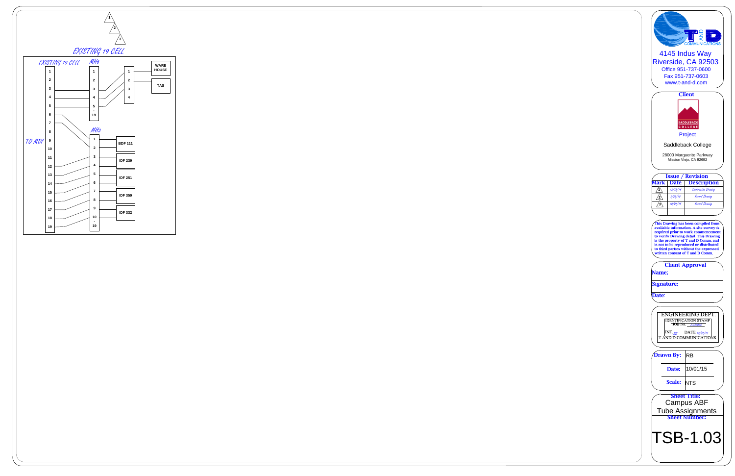1
2
3

EXISTING 19 CELL

EXISTING 19 CELL

MH6

MH3

TO MDF

| EXISTING 19 CELL | MH6 | Destination |
|---|---|---|
| 3 | 3 | 1 – WARE HOUSE |
| 4 | 4 | 2 – TAS |
| 5 | 5 | 3 |
| | | 4 |

| EXISTING 19 CELL | MH3 | Destination |
|---|---|---|
| 6 | 1 | BDF 111 |
| 7 | 2 | BDF 111 |
| 11 | 3 | IDF 239 |
| 12 | 4 | IDF 239 |
| 13 | 5 | IDF 251 |
| 14 | 6 | IDF 251 |
| 15 | 7 | IDF 359 |
| 16 | 8 | IDF 359 |
| 17 | 9 | IDF 332 |
| 18 | 10 | IDF 332 |
| 19 | - 19 | |

T AND D COMMUNICATIONS

4145 Indus Way
Riverside, CA 92503
Office 951-737-0600
Fax 951-737-0603
www.t-and-d.com

**Client**

SADDLEBACK COLLEGE

Project

Saddleback College

28000 Marguerite Parkway
Mission Viejo, CA 92692

**Issue / Revision**

| Mark | Date | Description |
|---|---|---|
| 1 | 12/15/14 | Construction Drawing |
| 2 | 7/28/15 | Record Drawing |
| 3 | 10/01/15 | Record Drawing |
| | | |

This Drawing has been compiled from available information. A site survey is required prior to work commencement to verify Drawing detail. This Drawing is the property of T and D Comm. and is not to be reproduced or distributed to third parties without the expressed written consent of T and D Comm.

**Client Approval**

**Name:**

**Signature:**

**Date:**

ENGINEERING DEPT.
IDENTIFICATION STAMP
JOB No. 2-150025
INT. RB DATE 10/01/15
T AND D COMMUNICATIONS

**Drawn By:** RB

**Date:** 10/01/15

**Scale:** NTS

**Sheet Title:**
Campus ABF
Tube Assignments

**Sheet Number:**

TSB-1.03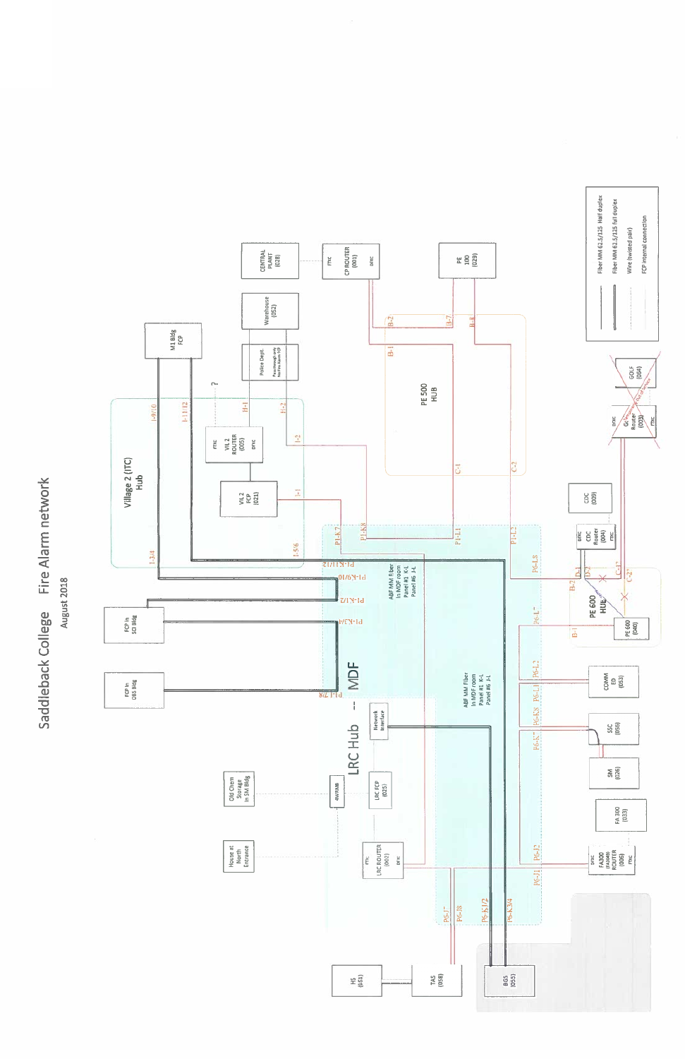# Saddleback College Fire Alarm network

August 2018

LRC Hub -- MDF

Village 2 (ITC) Hub

PE 500 HUB

PE 600 HUB

M1 Bldg FCP

CENTRAL PLANT (028)

CP ROUTER (001)

Warehouse (052)

Police Dept. Pass through only Not Fire Alarm FCP

PE 100 (029)

VIL 2 ROUTER (005)

VIL 2 FCP (021)

FCP in SCI Bldg

FCP in DBS Bldg

Old Chem Storage In SM Bldg

House at North Entrance

LRC FCP (025)

LRC ROUTER (002)

Network Interface

ABF MM Fiber In MDF room Panel #1 K-L Panel #6 J-L

CDC (009)

CDC Router (004)

PE 600 (040)

GOLF (054)

GC Router (003)

COMM ED (003)

SSC (056)

SM (026)

FA 300 (033)

FA300 ROUTER (006)

HS (051)

TAS (058)

BGS (055)

FTXC

DFXC

P1-K11/12

P1-K9/10

P1-K1/2

P1-K3/4

P1-L7/8

P1-K7

P1-K8

P1-L1

P1-L2

P6-L3

P6-L4

P6-L2

P6-L1

P6-K8

P6-K7

P6-J2

P6-J1

P6-J7

P6-J8

P6-K1/2

P6-K3/4

J-9/10

J-11/12

J-3/4

J-5/6

J-1

J-2

H-1

H-2

B-1

B-2

B-7

B-8

C-1

C-2

D-1

D-2

C-1?

C-2?

?

Fiber MM 62.5/125 Half duplex

Fiber MM 62.5/125 full duplex

Wire (twisted pair)

FCP internal connection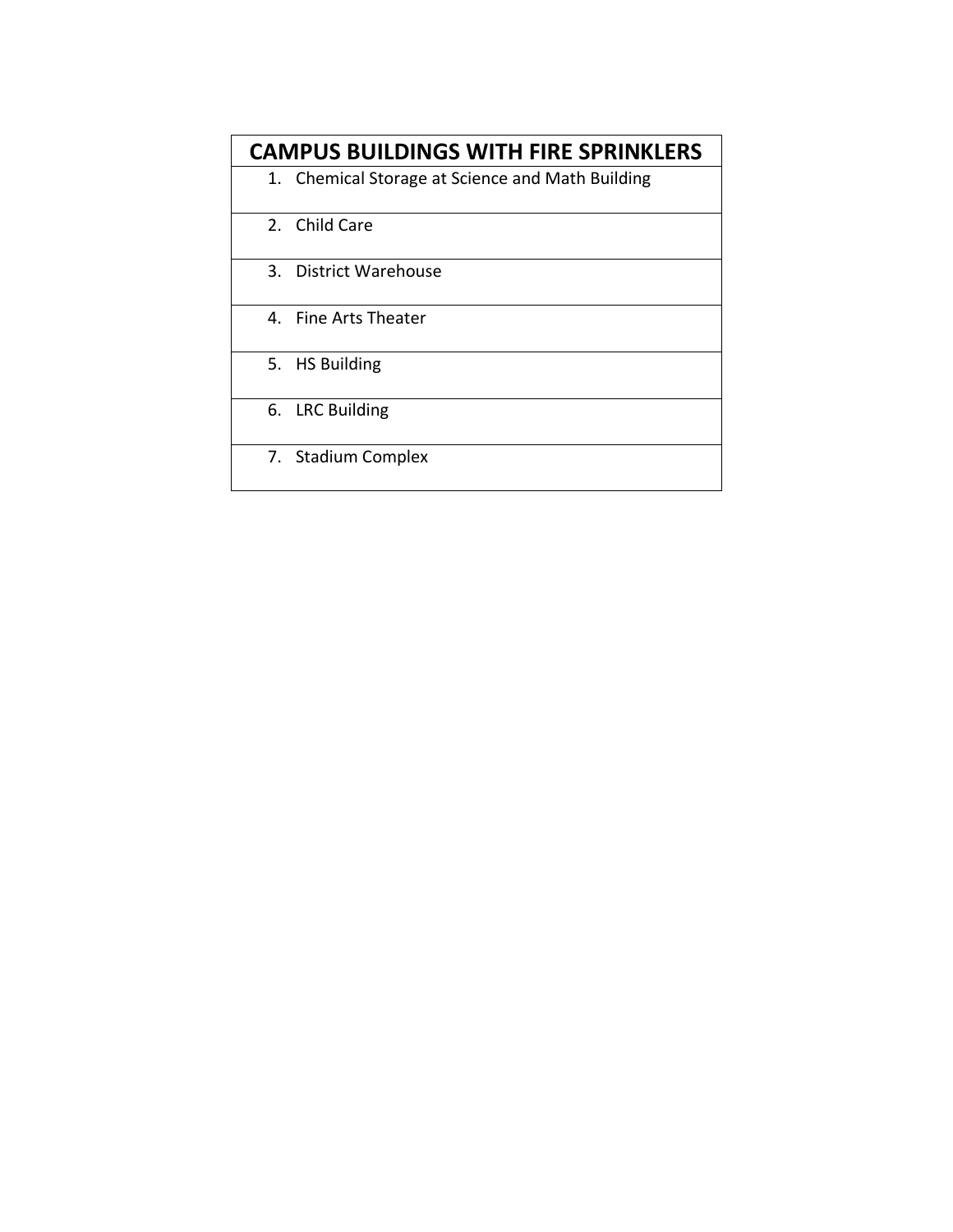| CAMPUS BUILDINGS WITH FIRE SPRINKLERS |
| --- |
| 1. Chemical Storage at Science and Math Building |
| 2. Child Care |
| 3. District Warehouse |
| 4. Fine Arts Theater |
| 5. HS Building |
| 6. LRC Building |
| 7. Stadium Complex |